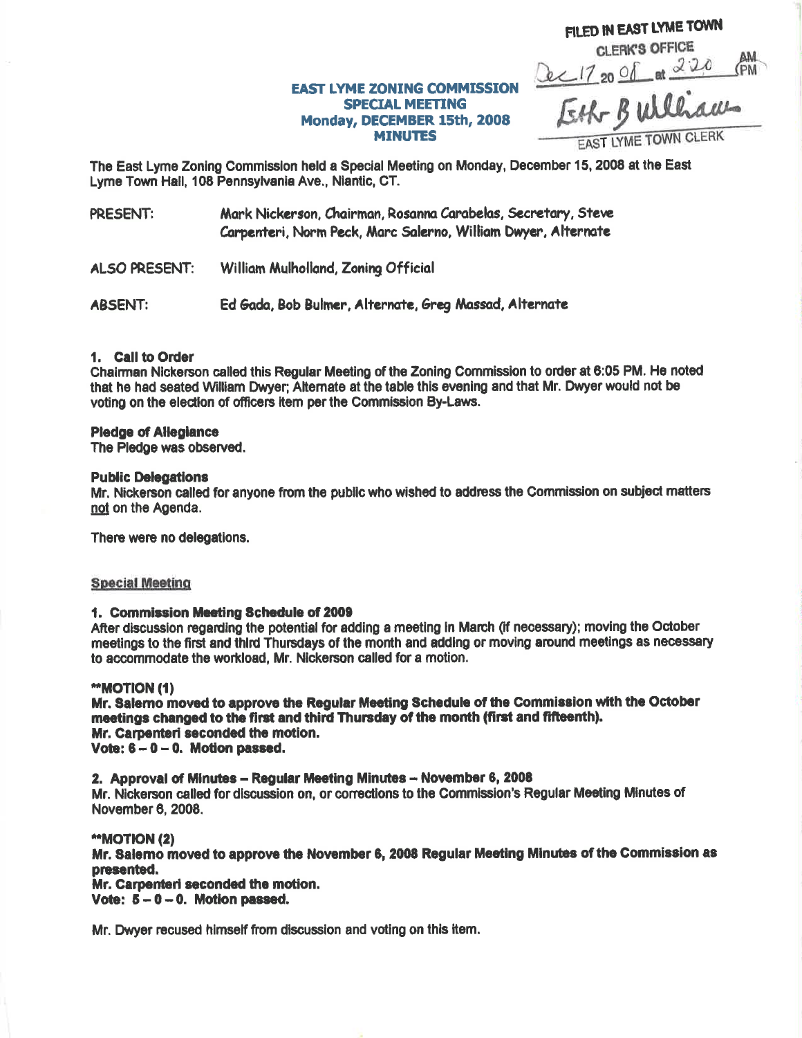FILED IN EAST LYME TOWN CLERK'S OFFICE
Dec 17 20 08 at 2:20 PM
Esther B Williams
EAST LYME TOWN CLERK

# EAST LYME ZONING COMMISSION
## SPECIAL MEETING
## Monday, DECEMBER 15th, 2008
## MINUTES

The East Lyme Zoning Commission held a Special Meeting on Monday, December 15, 2008 at the East Lyme Town Hall, 108 Pennsylvania Ave., Niantic, CT.

PRESENT: Mark Nickerson, Chairman, Rosanna Carabelas, Secretary, Steve Carpenteri, Norm Peck, Marc Salerno, William Dwyer, Alternate

ALSO PRESENT: William Mulholland, Zoning Official

ABSENT: Ed Gada, Bob Bulmer, Alternate, Greg Massad, Alternate

**1. Call to Order**
Chairman Nickerson called this Regular Meeting of the Zoning Commission to order at 6:05 PM. He noted that he had seated William Dwyer; Alternate at the table this evening and that Mr. Dwyer would not be voting on the election of officers item per the Commission By-Laws.

**Pledge of Allegiance**
The Pledge was observed.

**Public Delegations**
Mr. Nickerson called for anyone from the public who wished to address the Commission on subject matters not on the Agenda.

There were no delegations.

**Special Meeting**

**1. Commission Meeting Schedule of 2009**
After discussion regarding the potential for adding a meeting in March (if necessary); moving the October meetings to the first and third Thursdays of the month and adding or moving around meetings as necessary to accommodate the workload, Mr. Nickerson called for a motion.

****MOTION (1)**
**Mr. Salerno moved to approve the Regular Meeting Schedule of the Commission with the October meetings changed to the first and third Thursday of the month (first and fifteenth).**
**Mr. Carpenteri seconded the motion.**
**Vote: 6 – 0 – 0. Motion passed.**

**2. Approval of Minutes – Regular Meeting Minutes – November 6, 2008**
Mr. Nickerson called for discussion on, or corrections to the Commission's Regular Meeting Minutes of November 6, 2008.

****MOTION (2)**
**Mr. Salerno moved to approve the November 6, 2008 Regular Meeting Minutes of the Commission as presented.**
**Mr. Carpenteri seconded the motion.**
**Vote: 5 – 0 – 0. Motion passed.**

Mr. Dwyer recused himself from discussion and voting on this item.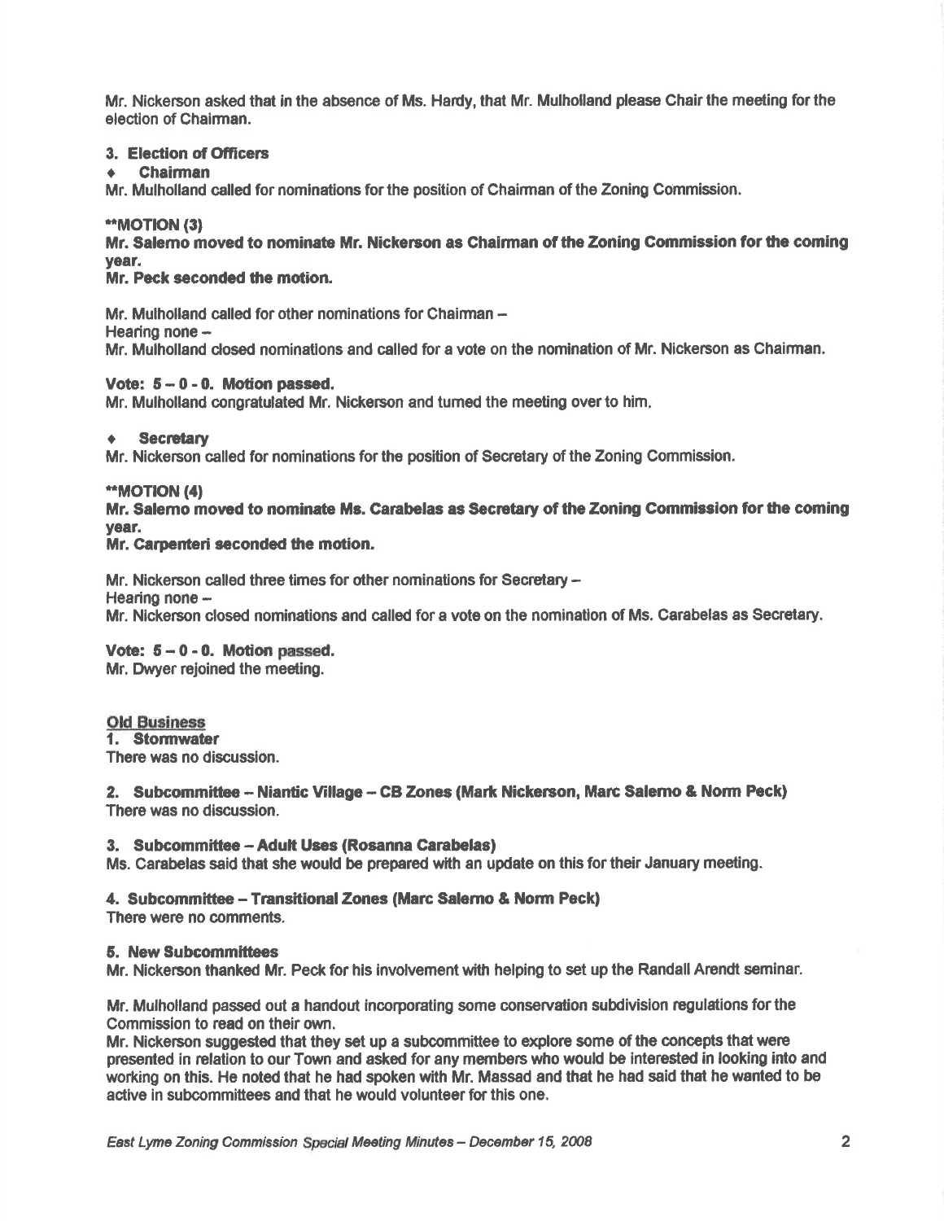Mr. Nickerson asked that in the absence of Ms. Hardy, that Mr. Mulholland please Chair the meeting for the election of Chairman.

**3. Election of Officers**

- **Chairman**

Mr. Mulholland called for nominations for the position of Chairman of the Zoning Commission.

**\*\*MOTION (3)**

**Mr. Salemo moved to nominate Mr. Nickerson as Chairman of the Zoning Commission for the coming year.**

**Mr. Peck seconded the motion.**

Mr. Mulholland called for other nominations for Chairman –
Hearing none –
Mr. Mulholland closed nominations and called for a vote on the nomination of Mr. Nickerson as Chairman.

**Vote: 5 – 0 - 0. Motion passed.**
Mr. Mulholland congratulated Mr. Nickerson and turned the meeting over to him.

- **Secretary**

Mr. Nickerson called for nominations for the position of Secretary of the Zoning Commission.

**\*\*MOTION (4)**

**Mr. Salemo moved to nominate Ms. Carabelas as Secretary of the Zoning Commission for the coming year.**

**Mr. Carpenteri seconded the motion.**

Mr. Nickerson called three times for other nominations for Secretary –
Hearing none –
Mr. Nickerson closed nominations and called for a vote on the nomination of Ms. Carabelas as Secretary.

**Vote: 5 – 0 - 0. Motion passed.**
Mr. Dwyer rejoined the meeting.

**Old Business**

**1. Stormwater**
There was no discussion.

**2. Subcommittee – Niantic Village – CB Zones (Mark Nickerson, Marc Salemo & Norm Peck)**
There was no discussion.

**3. Subcommittee – Adult Uses (Rosanna Carabelas)**
Ms. Carabelas said that she would be prepared with an update on this for their January meeting.

**4. Subcommittee – Transitional Zones (Marc Salemo & Norm Peck)**
There were no comments.

**5. New Subcommittees**
Mr. Nickerson thanked Mr. Peck for his involvement with helping to set up the Randall Arendt seminar.

Mr. Mulholland passed out a handout incorporating some conservation subdivision regulations for the Commission to read on their own.
Mr. Nickerson suggested that they set up a subcommittee to explore some of the concepts that were presented in relation to our Town and asked for any members who would be interested in looking into and working on this. He noted that he had spoken with Mr. Massad and that he had said that he wanted to be active in subcommittees and that he would volunteer for this one.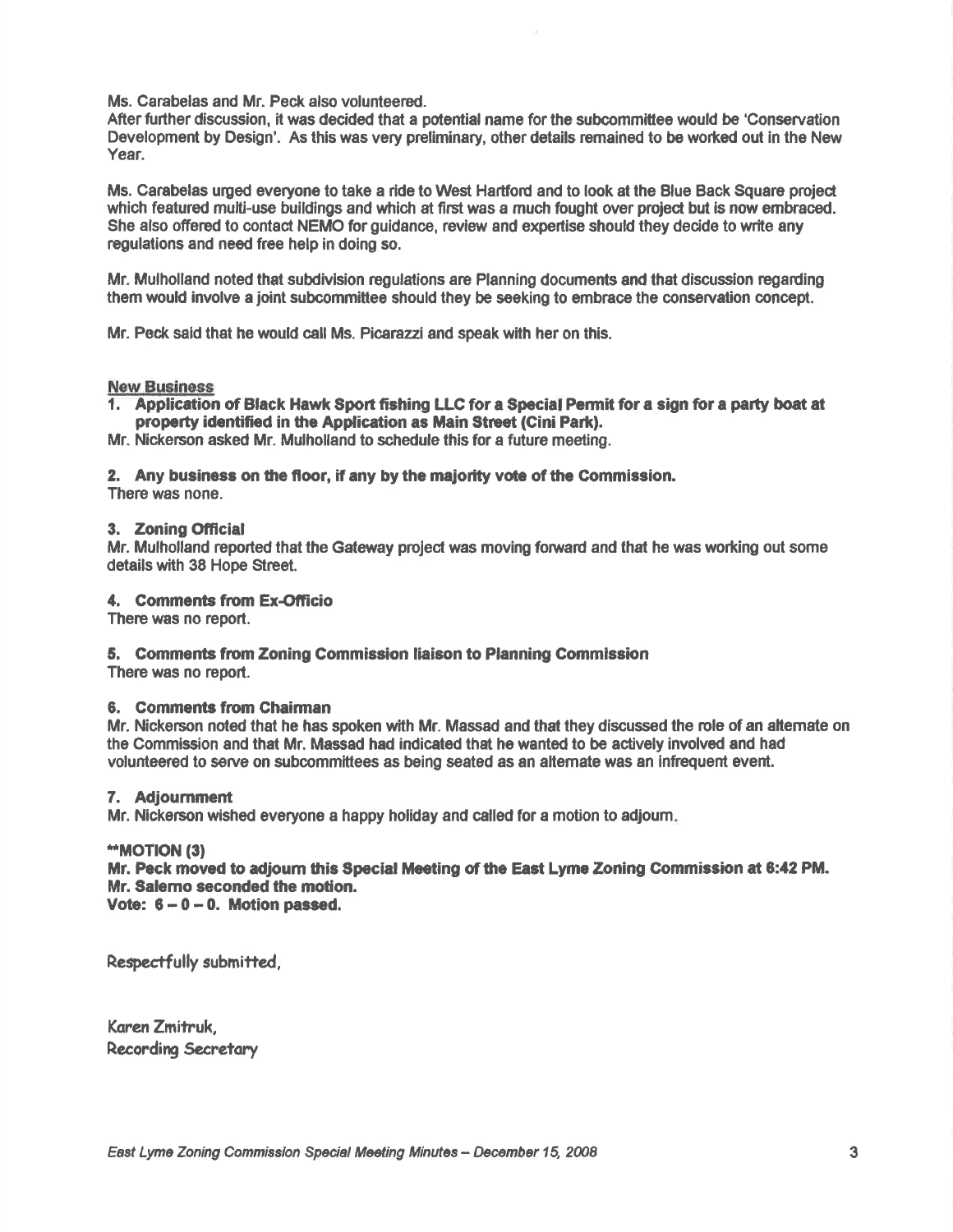Ms. Carabelas and Mr. Peck also volunteered.
After further discussion, it was decided that a potential name for the subcommittee would be 'Conservation Development by Design'. As this was very preliminary, other details remained to be worked out in the New Year.

Ms. Carabelas urged everyone to take a ride to West Hartford and to look at the Blue Back Square project which featured multi-use buildings and which at first was a much fought over project but is now embraced. She also offered to contact NEMO for guidance, review and expertise should they decide to write any regulations and need free help in doing so.

Mr. Mulholland noted that subdivision regulations are Planning documents and that discussion regarding them would involve a joint subcommittee should they be seeking to embrace the conservation concept.

Mr. Peck said that he would call Ms. Picarazzi and speak with her on this.

**New Business**

1. **Application of Black Hawk Sport fishing LLC for a Special Permit for a sign for a party boat at property identified in the Application as Main Street (Cini Park).**

Mr. Nickerson asked Mr. Mulholland to schedule this for a future meeting.

**2. Any business on the floor, if any by the majority vote of the Commission.**
There was none.

**3. Zoning Official**
Mr. Mulholland reported that the Gateway project was moving forward and that he was working out some details with 38 Hope Street.

**4. Comments from Ex-Officio**
There was no report.

**5. Comments from Zoning Commission liaison to Planning Commission**
There was no report.

**6. Comments from Chairman**
Mr. Nickerson noted that he has spoken with Mr. Massad and that they discussed the role of an alternate on the Commission and that Mr. Massad had indicated that he wanted to be actively involved and had volunteered to serve on subcommittees as being seated as an alternate was an infrequent event.

**7. Adjournment**
Mr. Nickerson wished everyone a happy holiday and called for a motion to adjourn.

****MOTION (3)**
**Mr. Peck moved to adjourn this Special Meeting of the East Lyme Zoning Commission at 8:42 PM.**
**Mr. Salerno seconded the motion.**
**Vote: 6 – 0 – 0. Motion passed.**

Respectfully submitted,

Karen Zmitruk,
Recording Secretary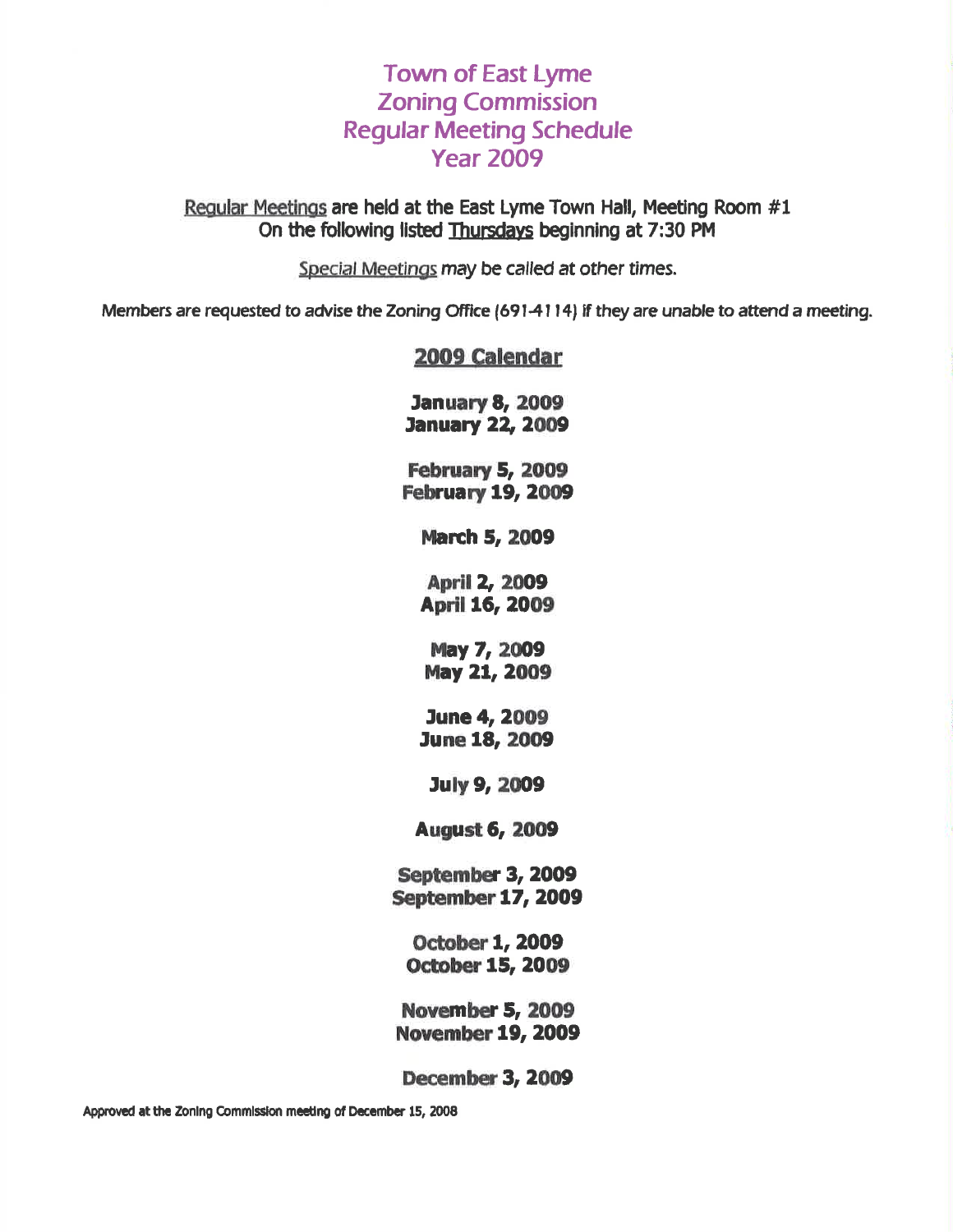# Town of East Lyme
# Zoning Commission
# Regular Meeting Schedule
# Year 2009

Regular Meetings are held at the East Lyme Town Hall, Meeting Room #1
On the following listed Thursdays beginning at 7:30 PM

*Special Meetings may be called at other times.*

*Members are requested to advise the Zoning Office (691-4114) if they are unable to attend a meeting.*

## 2009 Calendar

**January 8, 2009**
**January 22, 2009**

**February 5, 2009**
**February 19, 2009**

**March 5, 2009**

**April 2, 2009**
**April 16, 2009**

**May 7, 2009**
**May 21, 2009**

**June 4, 2009**
**June 18, 2009**

**July 9, 2009**

**August 6, 2009**

**September 3, 2009**
**September 17, 2009**

**October 1, 2009**
**October 15, 2009**

**November 5, 2009**
**November 19, 2009**

**December 3, 2009**

Approved at the Zoning Commission meeting of December 15, 2008